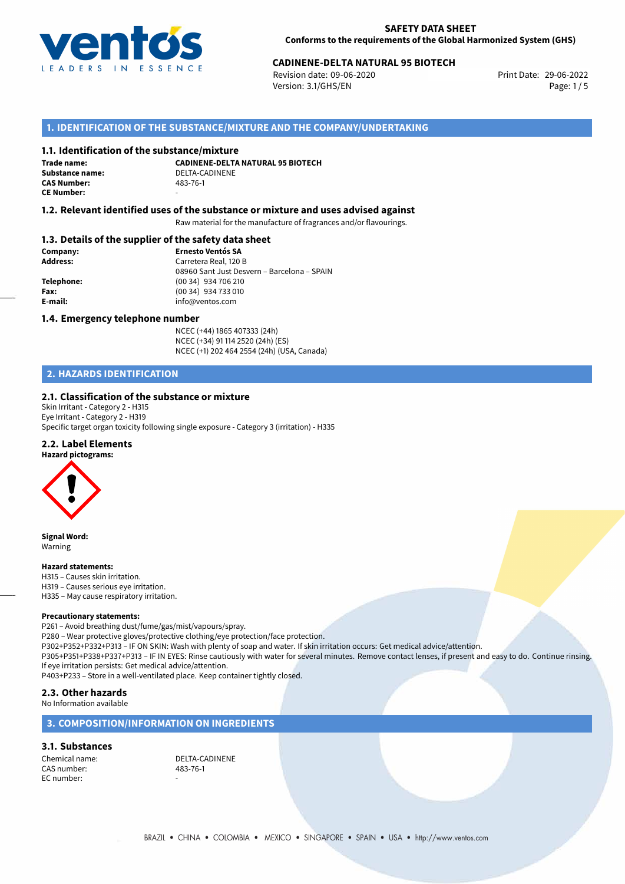**SAFETY DATA SHEET**
**Conforms to the requirements of the Global Harmonized System (GHS)**

**CADINENE-DELTA NATURAL 95 BIOTECH**
Revision date: 09-06-2020
Version: 3.1/GHS/EN
Print Date: 29-06-2022

## 1. IDENTIFICATION OF THE SUBSTANCE/MIXTURE AND THE COMPANY/UNDERTAKING

### 1.1. Identification of the substance/mixture

**Trade name:** **CADINENE-DELTA NATURAL 95 BIOTECH**
**Substance name:** DELTA-CADINENE
**CAS Number:** 483-76-1
**CE Number:** -

### 1.2. Relevant identified uses of the substance or mixture and uses advised against

Raw material for the manufacture of fragrances and/or flavourings.

### 1.3. Details of the supplier of the safety data sheet

**Company:** **Ernesto Ventós SA**
**Address:** Carretera Real, 120 B
08960 Sant Just Desvern – Barcelona – SPAIN
**Telephone:** (00 34) 934 706 210
**Fax:** (00 34) 934 733 010
**E-mail:** info@ventos.com

### 1.4. Emergency telephone number

NCEC (+44) 1865 407333 (24h)
NCEC (+34) 91 114 2520 (24h) (ES)
NCEC (+1) 202 464 2554 (24h) (USA, Canada)

## 2. HAZARDS IDENTIFICATION

### 2.1. Classification of the substance or mixture

Skin Irritant - Category 2 - H315
Eye Irritant - Category 2 - H319
Specific target organ toxicity following single exposure - Category 3 (irritation) - H335

### 2.2. Label Elements

**Hazard pictograms:**

**Signal Word:**
Warning

**Hazard statements:**
H315 – Causes skin irritation.
H319 – Causes serious eye irritation.
H335 – May cause respiratory irritation.

**Precautionary statements:**
P261 – Avoid breathing dust/fume/gas/mist/vapours/spray.
P280 – Wear protective gloves/protective clothing/eye protection/face protection.
P302+P352+P332+P313 – IF ON SKIN: Wash with plenty of soap and water. If skin irritation occurs: Get medical advice/attention.
P305+P351+P338+P337+P313 – IF IN EYES: Rinse cautiously with water for several minutes. Remove contact lenses, if present and easy to do. Continue rinsing. If eye irritation persists: Get medical advice/attention.
P403+P233 – Store in a well-ventilated place. Keep container tightly closed.

### 2.3. Other hazards

No Information available

## 3. COMPOSITION/INFORMATION ON INGREDIENTS

### 3.1. Substances

Chemical name: DELTA-CADINENE
CAS number: 483-76-1
EC number: -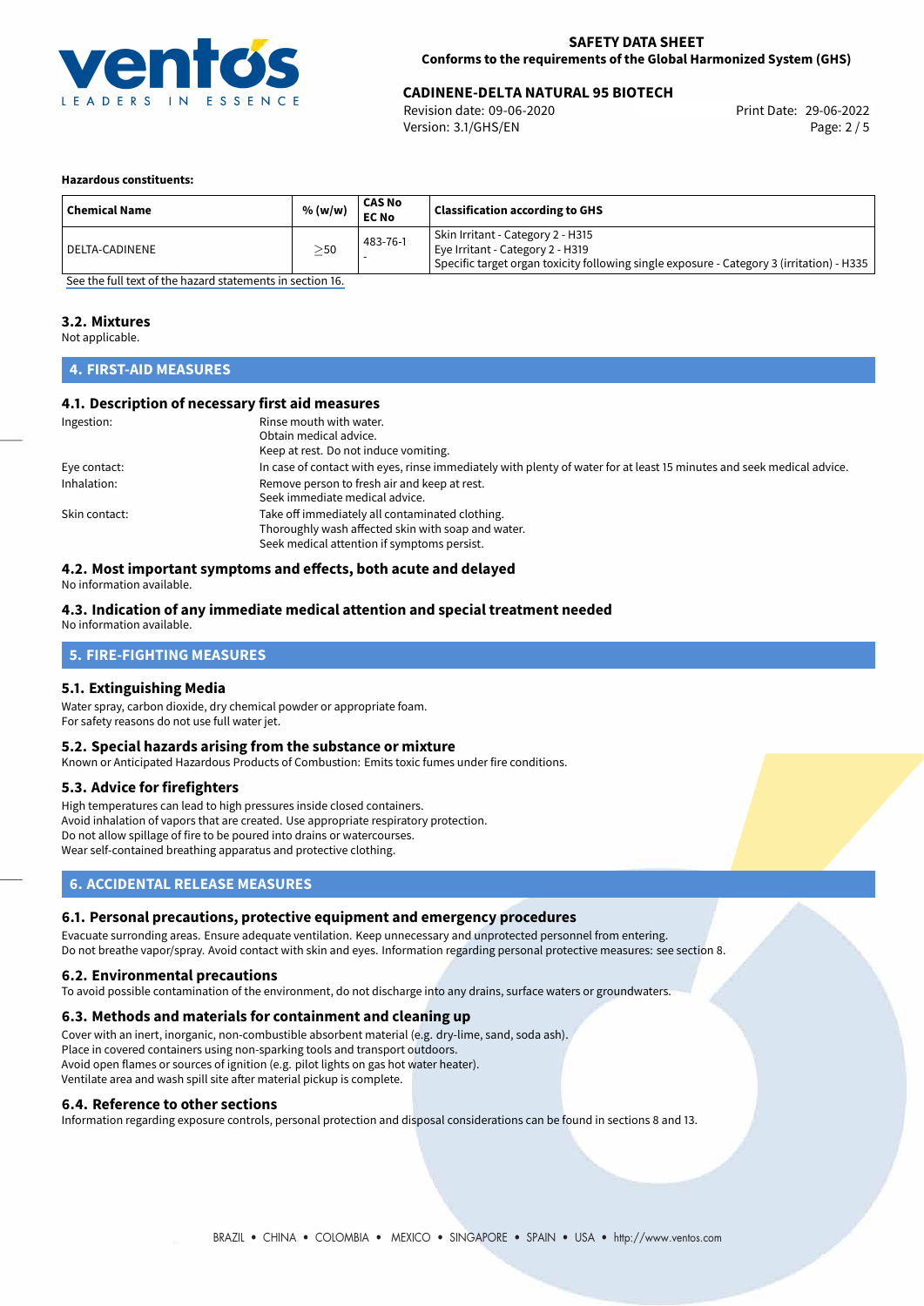**Hazardous constituents:**

| Chemical Name | % (w/w) | CAS No<br>EC No | Classification according to GHS |
|---|---|---|---|
| DELTA-CADINENE | ≥50 | 483-76-1<br>- | Skin Irritant - Category 2 - H315<br>Eye Irritant - Category 2 - H319<br>Specific target organ toxicity following single exposure - Category 3 (irritation) - H335 |

See the full text of the hazard statements in section 16.

### 3.2. Mixtures

Not applicable.

## 4. FIRST-AID MEASURES

### 4.1. Description of necessary first aid measures

| | |
|---|---|
| Ingestion: | Rinse mouth with water.<br>Obtain medical advice.<br>Keep at rest. Do not induce vomiting. |
| Eye contact: | In case of contact with eyes, rinse immediately with plenty of water for at least 15 minutes and seek medical advice. |
| Inhalation: | Remove person to fresh air and keep at rest.<br>Seek immediate medical advice. |
| Skin contact: | Take off immediately all contaminated clothing.<br>Thoroughly wash affected skin with soap and water.<br>Seek medical attention if symptoms persist. |

### 4.2. Most important symptoms and effects, both acute and delayed

No information available.

### 4.3. Indication of any immediate medical attention and special treatment needed

No information available.

## 5. FIRE-FIGHTING MEASURES

### 5.1. Extinguishing Media

Water spray, carbon dioxide, dry chemical powder or appropriate foam.
For safety reasons do not use full water jet.

### 5.2. Special hazards arising from the substance or mixture

Known or Anticipated Hazardous Products of Combustion: Emits toxic fumes under fire conditions.

### 5.3. Advice for firefighters

High temperatures can lead to high pressures inside closed containers.
Avoid inhalation of vapors that are created. Use appropriate respiratory protection.
Do not allow spillage of fire to be poured into drains or watercourses.
Wear self-contained breathing apparatus and protective clothing.

## 6. ACCIDENTAL RELEASE MEASURES

### 6.1. Personal precautions, protective equipment and emergency procedures

Evacuate surronding areas. Ensure adequate ventilation. Keep unnecessary and unprotected personnel from entering.
Do not breathe vapor/spray. Avoid contact with skin and eyes. Information regarding personal protective measures: see section 8.

### 6.2. Environmental precautions

To avoid possible contamination of the environment, do not discharge into any drains, surface waters or groundwaters.

### 6.3. Methods and materials for containment and cleaning up

Cover with an inert, inorganic, non-combustible absorbent material (e.g. dry-lime, sand, soda ash).
Place in covered containers using non-sparking tools and transport outdoors.
Avoid open flames or sources of ignition (e.g. pilot lights on gas hot water heater).
Ventilate area and wash spill site after material pickup is complete.

### 6.4. Reference to other sections

Information regarding exposure controls, personal protection and disposal considerations can be found in sections 8 and 13.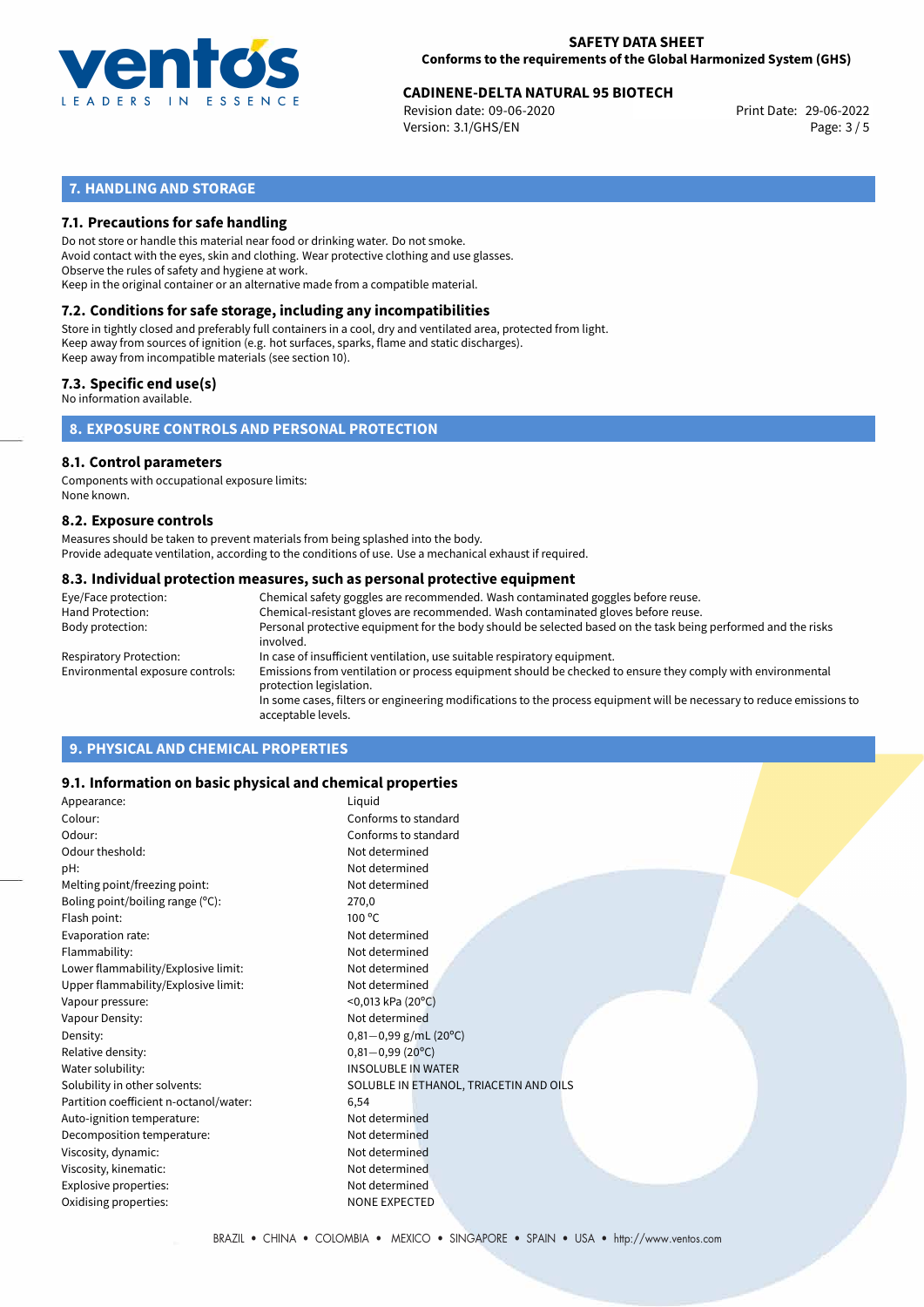## 7. HANDLING AND STORAGE

### 7.1. Precautions for safe handling

Do not store or handle this material near food or drinking water. Do not smoke.
Avoid contact with the eyes, skin and clothing. Wear protective clothing and use glasses.
Observe the rules of safety and hygiene at work.
Keep in the original container or an alternative made from a compatible material.

### 7.2. Conditions for safe storage, including any incompatibilities

Store in tightly closed and preferably full containers in a cool, dry and ventilated area, protected from light.
Keep away from sources of ignition (e.g. hot surfaces, sparks, flame and static discharges).
Keep away from incompatible materials (see section 10).

### 7.3. Specific end use(s)

No information available.

## 8. EXPOSURE CONTROLS AND PERSONAL PROTECTION

### 8.1. Control parameters

Components with occupational exposure limits:
None known.

### 8.2. Exposure controls

Measures should be taken to prevent materials from being splashed into the body.
Provide adequate ventilation, according to the conditions of use. Use a mechanical exhaust if required.

### 8.3. Individual protection measures, such as personal protective equipment

| | |
|---|---|
| Eye/Face protection: | Chemical safety goggles are recommended. Wash contaminated goggles before reuse. |
| Hand Protection: | Chemical-resistant gloves are recommended. Wash contaminated gloves before reuse. |
| Body protection: | Personal protective equipment for the body should be selected based on the task being performed and the risks involved. |
| Respiratory Protection: | In case of insufficient ventilation, use suitable respiratory equipment. |
| Environmental exposure controls: | Emissions from ventilation or process equipment should be checked to ensure they comply with environmental protection legislation. In some cases, filters or engineering modifications to the process equipment will be necessary to reduce emissions to acceptable levels. |

## 9. PHYSICAL AND CHEMICAL PROPERTIES

### 9.1. Information on basic physical and chemical properties

| | |
|---|---|
| Appearance: | Liquid |
| Colour: | Conforms to standard |
| Odour: | Conforms to standard |
| Odour theshold: | Not determined |
| pH: | Not determined |
| Melting point/freezing point: | Not determined |
| Boling point/boiling range (°C): | 270,0 |
| Flash point: | 100 °C |
| Evaporation rate: | Not determined |
| Flammability: | Not determined |
| Lower flammability/Explosive limit: | Not determined |
| Upper flammability/Explosive limit: | Not determined |
| Vapour pressure: | <0,013 kPa (20°C) |
| Vapour Density: | Not determined |
| Density: | 0,81—0,99 g/mL (20°C) |
| Relative density: | 0,81—0,99 (20°C) |
| Water solubility: | INSOLUBLE IN WATER |
| Solubility in other solvents: | SOLUBLE IN ETHANOL, TRIACETIN AND OILS |
| Partition coefficient n-octanol/water: | 6,54 |
| Auto-ignition temperature: | Not determined |
| Decomposition temperature: | Not determined |
| Viscosity, dynamic: | Not determined |
| Viscosity, kinematic: | Not determined |
| Explosive properties: | Not determined |
| Oxidising properties: | NONE EXPECTED |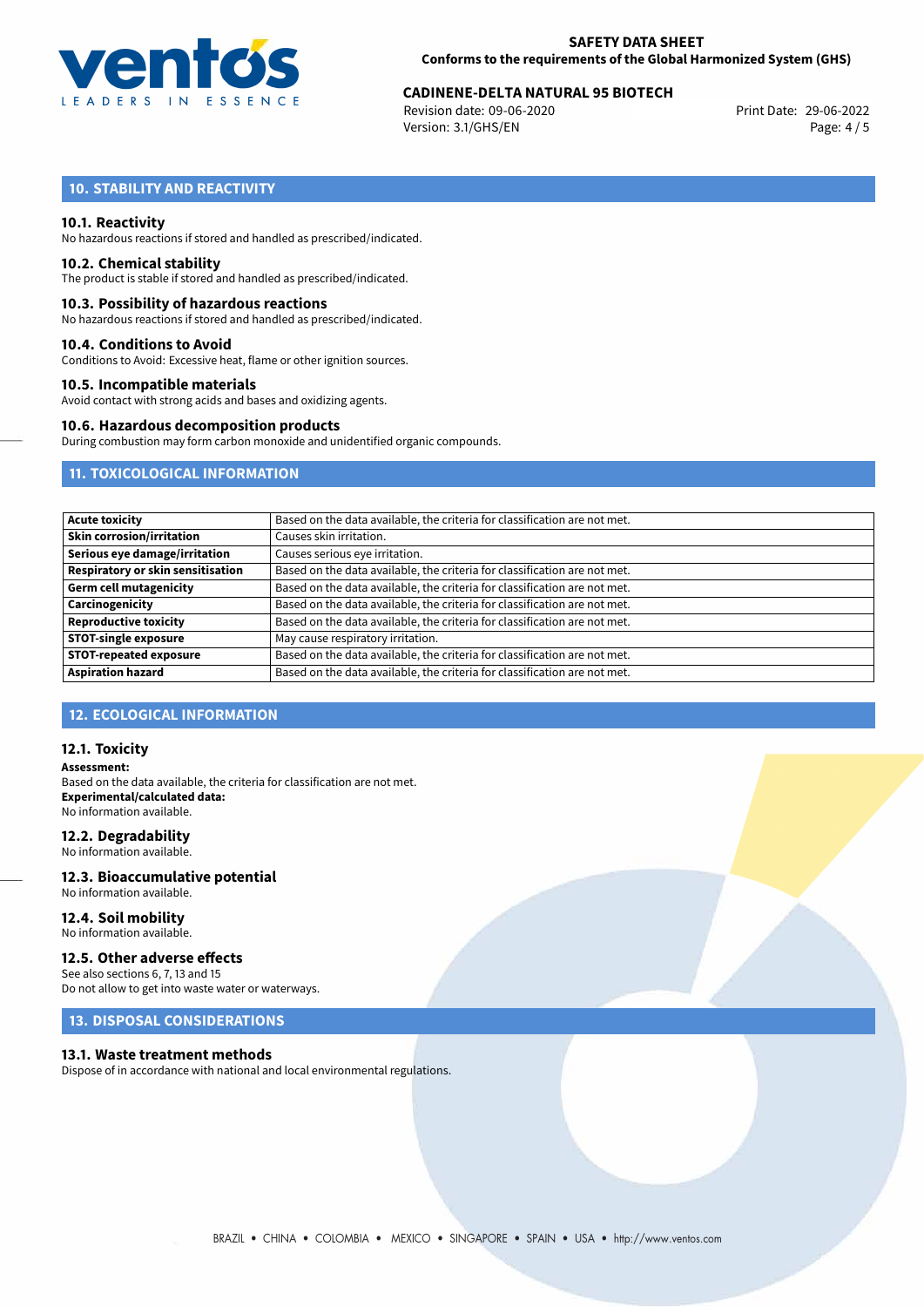## 10. STABILITY AND REACTIVITY

### 10.1. Reactivity
No hazardous reactions if stored and handled as prescribed/indicated.

### 10.2. Chemical stability
The product is stable if stored and handled as prescribed/indicated.

### 10.3. Possibility of hazardous reactions
No hazardous reactions if stored and handled as prescribed/indicated.

### 10.4. Conditions to Avoid
Conditions to Avoid: Excessive heat, flame or other ignition sources.

### 10.5. Incompatible materials
Avoid contact with strong acids and bases and oxidizing agents.

### 10.6. Hazardous decomposition products
During combustion may form carbon monoxide and unidentified organic compounds.

## 11. TOXICOLOGICAL INFORMATION

| | |
|---|---|
| **Acute toxicity** | Based on the data available, the criteria for classification are not met. |
| **Skin corrosion/irritation** | Causes skin irritation. |
| **Serious eye damage/irritation** | Causes serious eye irritation. |
| **Respiratory or skin sensitisation** | Based on the data available, the criteria for classification are not met. |
| **Germ cell mutagenicity** | Based on the data available, the criteria for classification are not met. |
| **Carcinogenicity** | Based on the data available, the criteria for classification are not met. |
| **Reproductive toxicity** | Based on the data available, the criteria for classification are not met. |
| **STOT-single exposure** | May cause respiratory irritation. |
| **STOT-repeated exposure** | Based on the data available, the criteria for classification are not met. |
| **Aspiration hazard** | Based on the data available, the criteria for classification are not met. |

## 12. ECOLOGICAL INFORMATION

### 12.1. Toxicity
**Assessment:**
Based on the data available, the criteria for classification are not met.
**Experimental/calculated data:**
No information available.

### 12.2. Degradability
No information available.

### 12.3. Bioaccumulative potential
No information available.

### 12.4. Soil mobility
No information available.

### 12.5. Other adverse effects
See also sections 6, 7, 13 and 15
Do not allow to get into waste water or waterways.

## 13. DISPOSAL CONSIDERATIONS

### 13.1. Waste treatment methods
Dispose of in accordance with national and local environmental regulations.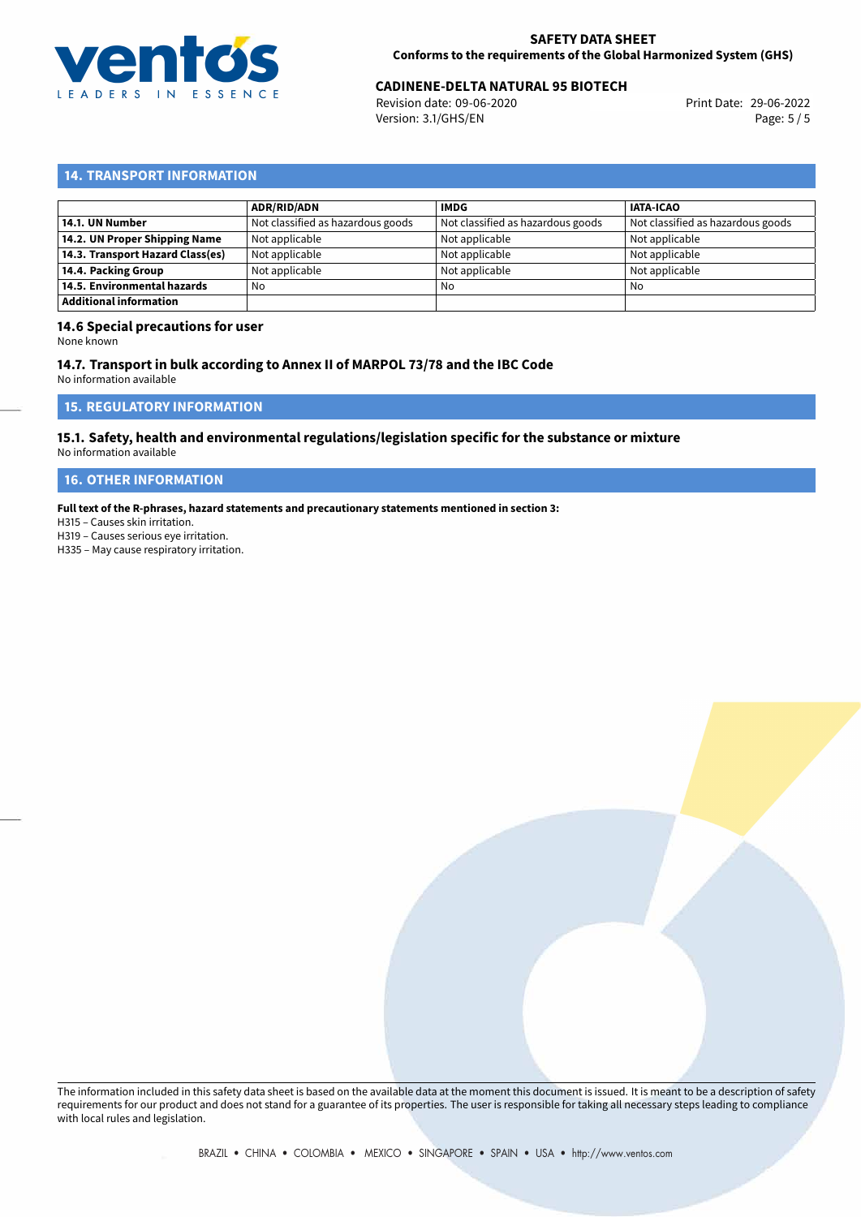## 14. TRANSPORT INFORMATION

| | ADR/RID/ADN | IMDG | IATA-ICAO |
|---|---|---|---|
| **14.1. UN Number** | Not classified as hazardous goods | Not classified as hazardous goods | Not classified as hazardous goods |
| **14.2. UN Proper Shipping Name** | Not applicable | Not applicable | Not applicable |
| **14.3. Transport Hazard Class(es)** | Not applicable | Not applicable | Not applicable |
| **14.4. Packing Group** | Not applicable | Not applicable | Not applicable |
| **14.5. Environmental hazards** | No | No | No |
| **Additional information** | | | |

### 14.6 Special precautions for user

None known

### 14.7. Transport in bulk according to Annex II of MARPOL 73/78 and the IBC Code

No information available

## 15. REGULATORY INFORMATION

### 15.1. Safety, health and environmental regulations/legislation specific for the substance or mixture

No information available

## 16. OTHER INFORMATION

**Full text of the R-phrases, hazard statements and precautionary statements mentioned in section 3:**

H315 – Causes skin irritation.
H319 – Causes serious eye irritation.
H335 – May cause respiratory irritation.

The information included in this safety data sheet is based on the available data at the moment this document is issued. It is meant to be a description of safety requirements for our product and does not stand for a guarantee of its properties. The user is responsible for taking all necessary steps leading to compliance with local rules and legislation.

BRAZIL • CHINA • COLOMBIA • MEXICO • SINGAPORE • SPAIN • USA • http://www.ventos.com